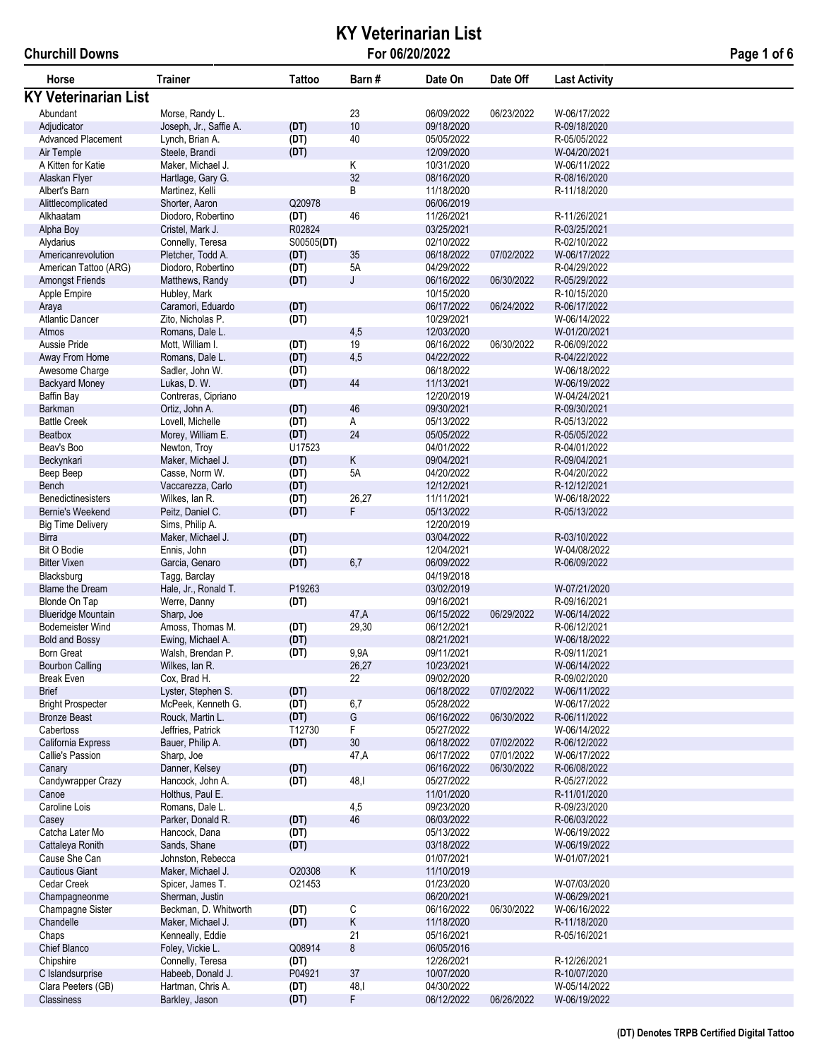# KY Veterinarian List

**Churchill Downs** — For 06/20/2022

## KY Veterinarian List

| Horse | Trainer | Tattoo | Barn # | Date On | Date Off | Last Activity |
|---|---|---|---|---|---|---|
| Abundant | Morse, Randy L. | | 23 | 06/09/2022 | 06/23/2022 | W-06/17/2022 |
| Adjudicator | Joseph, Jr., Saffie A. | **(DT)** | 10 | 09/18/2020 | | R-09/18/2020 |
| Advanced Placement | Lynch, Brian A. | **(DT)** | 40 | 05/05/2022 | | R-05/05/2022 |
| Air Temple | Steele, Brandi | **(DT)** | | 12/09/2020 | | W-04/20/2021 |
| A Kitten for Katie | Maker, Michael J. | | K | 10/31/2020 | | W-06/11/2022 |
| Alaskan Flyer | Hartlage, Gary G. | | 32 | 08/16/2020 | | R-08/16/2020 |
| Albert's Barn | Martinez, Kelli | | B | 11/18/2020 | | R-11/18/2020 |
| Alittlecomplicated | Shorter, Aaron | Q20978 | | 06/06/2019 | | |
| Alkhaatam | Diodoro, Robertino | **(DT)** | 46 | 11/26/2021 | | R-11/26/2021 |
| Alpha Boy | Cristel, Mark J. | R02824 | | 03/25/2021 | | R-03/25/2021 |
| Alydarius | Connelly, Teresa | S00505**(DT)** | | 02/10/2022 | | R-02/10/2022 |
| Americanrevolution | Pletcher, Todd A. | **(DT)** | 35 | 06/18/2022 | 07/02/2022 | W-06/17/2022 |
| American Tattoo (ARG) | Diodoro, Robertino | **(DT)** | 5A | 04/29/2022 | | R-04/29/2022 |
| Amongst Friends | Matthews, Randy | **(DT)** | J | 06/16/2022 | 06/30/2022 | R-05/29/2022 |
| Apple Empire | Hubley, Mark | | | 10/15/2020 | | R-10/15/2020 |
| Araya | Caramori, Eduardo | **(DT)** | | 06/17/2022 | 06/24/2022 | R-06/17/2022 |
| Atlantic Dancer | Zito, Nicholas P. | **(DT)** | | 10/29/2021 | | W-06/14/2022 |
| Atmos | Romans, Dale L. | | 4,5 | 12/03/2020 | | W-01/20/2021 |
| Aussie Pride | Mott, William I. | **(DT)** | 19 | 06/16/2022 | 06/30/2022 | R-06/09/2022 |
| Away From Home | Romans, Dale L. | **(DT)** | 4,5 | 04/22/2022 | | R-04/22/2022 |
| Awesome Charge | Sadler, John W. | **(DT)** | | 06/18/2022 | | W-06/18/2022 |
| Backyard Money | Lukas, D. W. | **(DT)** | 44 | 11/13/2021 | | W-06/19/2022 |
| Baffin Bay | Contreras, Cipriano | | | 12/20/2019 | | W-04/24/2021 |
| Barkman | Ortiz, John A. | **(DT)** | 46 | 09/30/2021 | | R-09/30/2021 |
| Battle Creek | Lovell, Michelle | **(DT)** | A | 05/13/2022 | | R-05/13/2022 |
| Beatbox | Morey, William E. | **(DT)** | 24 | 05/05/2022 | | R-05/05/2022 |
| Beav's Boo | Newton, Troy | U17523 | | 04/01/2022 | | R-04/01/2022 |
| Beckynkari | Maker, Michael J. | **(DT)** | K | 09/04/2021 | | R-09/04/2021 |
| Beep Beep | Casse, Norm W. | **(DT)** | 5A | 04/20/2022 | | R-04/20/2022 |
| Bench | Vaccarezza, Carlo | **(DT)** | | 12/12/2021 | | R-12/12/2021 |
| Benedictinesisters | Wilkes, Ian R. | **(DT)** | 26,27 | 11/11/2021 | | W-06/18/2022 |
| Bernie's Weekend | Peitz, Daniel C. | **(DT)** | F | 05/13/2022 | | R-05/13/2022 |
| Big Time Delivery | Sims, Philip A. | | | 12/20/2019 | | |
| Birra | Maker, Michael J. | **(DT)** | | 03/04/2022 | | R-03/10/2022 |
| Bit O Bodie | Ennis, John | **(DT)** | | 12/04/2021 | | W-04/08/2022 |
| Bitter Vixen | Garcia, Genaro | **(DT)** | 6,7 | 06/09/2022 | | R-06/09/2022 |
| Blacksburg | Tagg, Barclay | | | 04/19/2018 | | |
| Blame the Dream | Hale, Jr., Ronald T. | P19263 | | 03/02/2019 | | W-07/21/2020 |
| Blonde On Tap | Werre, Danny | **(DT)** | | 09/16/2021 | | R-09/16/2021 |
| Blueridge Mountain | Sharp, Joe | | 47,A | 06/15/2022 | 06/29/2022 | W-06/14/2022 |
| Bodemeister Wind | Amoss, Thomas M. | **(DT)** | 29,30 | 06/12/2021 | | R-06/12/2021 |
| Bold and Bossy | Ewing, Michael A. | **(DT)** | | 08/21/2021 | | W-06/18/2022 |
| Born Great | Walsh, Brendan P. | **(DT)** | 9,9A | 09/11/2021 | | R-09/11/2021 |
| Bourbon Calling | Wilkes, Ian R. | | 26,27 | 10/23/2021 | | W-06/14/2022 |
| Break Even | Cox, Brad H. | | 22 | 09/02/2020 | | R-09/02/2020 |
| Brief | Lyster, Stephen S. | **(DT)** | | 06/18/2022 | 07/02/2022 | W-06/11/2022 |
| Bright Prospecter | McPeek, Kenneth G. | **(DT)** | 6,7 | 05/28/2022 | | W-06/17/2022 |
| Bronze Beast | Rouck, Martin L. | **(DT)** | G | 06/16/2022 | 06/30/2022 | R-06/11/2022 |
| Cabertoss | Jeffries, Patrick | T12730 | F | 05/27/2022 | | W-06/14/2022 |
| California Express | Bauer, Philip A. | **(DT)** | 30 | 06/18/2022 | 07/02/2022 | R-06/12/2022 |
| Callie's Passion | Sharp, Joe | | 47,A | 06/17/2022 | 07/01/2022 | W-06/17/2022 |
| Canary | Danner, Kelsey | **(DT)** | | 06/16/2022 | 06/30/2022 | R-06/08/2022 |
| Candywrapper Crazy | Hancock, John A. | **(DT)** | 48,I | 05/27/2022 | | R-05/27/2022 |
| Canoe | Holthus, Paul E. | | | 11/01/2020 | | R-11/01/2020 |
| Caroline Lois | Romans, Dale L. | | 4,5 | 09/23/2020 | | R-09/23/2020 |
| Casey | Parker, Donald R. | **(DT)** | 46 | 06/03/2022 | | R-06/03/2022 |
| Catcha Later Mo | Hancock, Dana | **(DT)** | | 05/13/2022 | | W-06/19/2022 |
| Cattaleya Ronith | Sands, Shane | **(DT)** | | 03/18/2022 | | W-06/19/2022 |
| Cause She Can | Johnston, Rebecca | | | 01/07/2021 | | W-01/07/2021 |
| Cautious Giant | Maker, Michael J. | O20308 | K | 11/10/2019 | | |
| Cedar Creek | Spicer, James T. | O21453 | | 01/23/2020 | | W-07/03/2020 |
| Champagneonme | Sherman, Justin | | | 06/20/2021 | | W-06/29/2021 |
| Champagne Sister | Beckman, D. Whitworth | **(DT)** | C | 06/16/2022 | 06/30/2022 | W-06/16/2022 |
| Chandelle | Maker, Michael J. | **(DT)** | K | 11/18/2020 | | R-11/18/2020 |
| Chaps | Kenneally, Eddie | | 21 | 05/16/2021 | | R-05/16/2021 |
| Chief Blanco | Foley, Vickie L. | Q08914 | 8 | 06/05/2016 | | |
| Chipshire | Connelly, Teresa | **(DT)** | | 12/26/2021 | | R-12/26/2021 |
| C Islandsurprise | Habeeb, Donald J. | P04921 | 37 | 10/07/2020 | | R-10/07/2020 |
| Clara Peeters (GB) | Hartman, Chris A. | **(DT)** | 48,I | 04/30/2022 | | W-05/14/2022 |
| Classiness | Barkley, Jason | **(DT)** | F | 06/12/2022 | 06/26/2022 | W-06/19/2022 |

**(DT) Denotes TRPB Certified Digital Tattoo**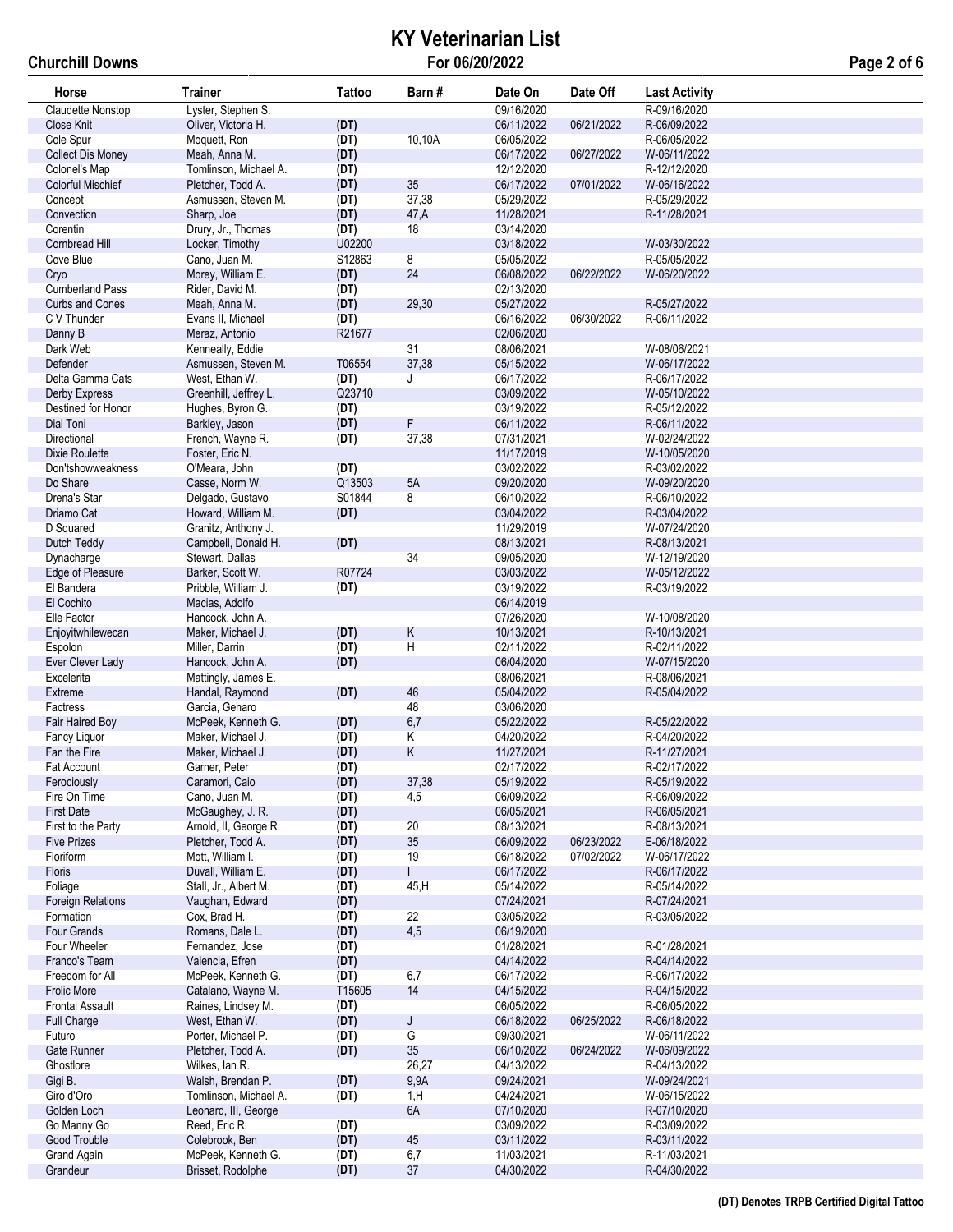# KY Veterinarian List

**Churchill Downs** — **For 06/20/2022**

| Horse | Trainer | Tattoo | Barn # | Date On | Date Off | Last Activity |
|---|---|---|---|---|---|---|
| Claudette Nonstop | Lyster, Stephen S. | | | 09/16/2020 | | R-09/16/2020 |
| Close Knit | Oliver, Victoria H. | (DT) | | 06/11/2022 | 06/21/2022 | R-06/09/2022 |
| Cole Spur | Moquett, Ron | (DT) | 10,10A | 06/05/2022 | | R-06/05/2022 |
| Collect Dis Money | Meah, Anna M. | (DT) | | 06/17/2022 | 06/27/2022 | W-06/11/2022 |
| Colonel's Map | Tomlinson, Michael A. | (DT) | | 12/12/2020 | | R-12/12/2020 |
| Colorful Mischief | Pletcher, Todd A. | (DT) | 35 | 06/17/2022 | 07/01/2022 | W-06/16/2022 |
| Concept | Asmussen, Steven M. | (DT) | 37,38 | 05/29/2022 | | R-05/29/2022 |
| Convection | Sharp, Joe | (DT) | 47,A | 11/28/2021 | | R-11/28/2021 |
| Corentin | Drury, Jr., Thomas | (DT) | 18 | 03/14/2020 | | |
| Cornbread Hill | Locker, Timothy | U02200 | | 03/18/2022 | | W-03/30/2022 |
| Cove Blue | Cano, Juan M. | S12863 | 8 | 05/05/2022 | | R-05/05/2022 |
| Cryo | Morey, William E. | (DT) | 24 | 06/08/2022 | 06/22/2022 | W-06/20/2022 |
| Cumberland Pass | Rider, David M. | (DT) | | 02/13/2020 | | |
| Curbs and Cones | Meah, Anna M. | (DT) | 29,30 | 05/27/2022 | | R-05/27/2022 |
| C V Thunder | Evans II, Michael | (DT) | | 06/16/2022 | 06/30/2022 | R-06/11/2022 |
| Danny B | Meraz, Antonio | R21677 | | 02/06/2020 | | |
| Dark Web | Kenneally, Eddie | | 31 | 08/06/2021 | | W-08/06/2021 |
| Defender | Asmussen, Steven M. | T06554 | 37,38 | 05/15/2022 | | W-06/17/2022 |
| Delta Gamma Cats | West, Ethan W. | (DT) | J | 06/17/2022 | | R-06/17/2022 |
| Derby Express | Greenhill, Jeffrey L. | Q23710 | | 03/09/2022 | | W-05/10/2022 |
| Destined for Honor | Hughes, Byron G. | (DT) | | 03/19/2022 | | R-05/12/2022 |
| Dial Toni | Barkley, Jason | (DT) | F | 06/11/2022 | | R-06/11/2022 |
| Directional | French, Wayne R. | (DT) | 37,38 | 07/31/2021 | | W-02/24/2022 |
| Dixie Roulette | Foster, Eric N. | | | 11/17/2019 | | W-10/05/2020 |
| Don'tshowweakness | O'Meara, John | (DT) | | 03/02/2022 | | R-03/02/2022 |
| Do Share | Casse, Norm W. | Q13503 | 5A | 09/20/2020 | | W-09/20/2020 |
| Drena's Star | Delgado, Gustavo | S01844 | 8 | 06/10/2022 | | R-06/10/2022 |
| Driamo Cat | Howard, William M. | (DT) | | 03/04/2022 | | R-03/04/2022 |
| D Squared | Granitz, Anthony J. | | | 11/29/2019 | | W-07/24/2020 |
| Dutch Teddy | Campbell, Donald H. | (DT) | | 08/13/2021 | | R-08/13/2021 |
| Dynacharge | Stewart, Dallas | | 34 | 09/05/2020 | | W-12/19/2020 |
| Edge of Pleasure | Barker, Scott W. | R07724 | | 03/03/2022 | | W-05/12/2022 |
| El Bandera | Pribble, William J. | (DT) | | 03/19/2022 | | R-03/19/2022 |
| El Cochito | Macias, Adolfo | | | 06/14/2019 | | |
| Elle Factor | Hancock, John A. | | | 07/26/2020 | | W-10/08/2020 |
| Enjoyitwhilewecan | Maker, Michael J. | (DT) | K | 10/13/2021 | | R-10/13/2021 |
| Espolon | Miller, Darrin | (DT) | H | 02/11/2022 | | R-02/11/2022 |
| Ever Clever Lady | Hancock, John A. | (DT) | | 06/04/2020 | | W-07/15/2020 |
| Excelerita | Mattingly, James E. | | | 08/06/2021 | | R-08/06/2021 |
| Extreme | Handal, Raymond | (DT) | 46 | 05/04/2022 | | R-05/04/2022 |
| Factress | Garcia, Genaro | | 48 | 03/06/2020 | | |
| Fair Haired Boy | McPeek, Kenneth G. | (DT) | 6,7 | 05/22/2022 | | R-05/22/2022 |
| Fancy Liquor | Maker, Michael J. | (DT) | K | 04/20/2022 | | R-04/20/2022 |
| Fan the Fire | Maker, Michael J. | (DT) | K | 11/27/2021 | | R-11/27/2021 |
| Fat Account | Garner, Peter | (DT) | | 02/17/2022 | | R-02/17/2022 |
| Ferociously | Caramori, Caio | (DT) | 37,38 | 05/19/2022 | | R-05/19/2022 |
| Fire On Time | Cano, Juan M. | (DT) | 4,5 | 06/09/2022 | | R-06/09/2022 |
| First Date | McGaughey, J. R. | (DT) | | 06/05/2021 | | R-06/05/2021 |
| First to the Party | Arnold, II, George R. | (DT) | 20 | 08/13/2021 | | R-08/13/2021 |
| Five Prizes | Pletcher, Todd A. | (DT) | 35 | 06/09/2022 | 06/23/2022 | E-06/18/2022 |
| Floriform | Mott, William I. | (DT) | 19 | 06/18/2022 | 07/02/2022 | W-06/17/2022 |
| Floris | Duvall, William E. | (DT) | I | 06/17/2022 | | R-06/17/2022 |
| Foliage | Stall, Jr., Albert M. | (DT) | 45,H | 05/14/2022 | | R-05/14/2022 |
| Foreign Relations | Vaughan, Edward | (DT) | | 07/24/2021 | | R-07/24/2021 |
| Formation | Cox, Brad H. | (DT) | 22 | 03/05/2022 | | R-03/05/2022 |
| Four Grands | Romans, Dale L. | (DT) | 4,5 | 06/19/2020 | | |
| Four Wheeler | Fernandez, Jose | (DT) | | 01/28/2021 | | R-01/28/2021 |
| Franco's Team | Valencia, Efren | (DT) | | 04/14/2022 | | R-04/14/2022 |
| Freedom for All | McPeek, Kenneth G. | (DT) | 6,7 | 06/17/2022 | | R-06/17/2022 |
| Frolic More | Catalano, Wayne M. | T15605 | 14 | 04/15/2022 | | R-04/15/2022 |
| Frontal Assault | Raines, Lindsey M. | (DT) | | 06/05/2022 | | R-06/05/2022 |
| Full Charge | West, Ethan W. | (DT) | J | 06/18/2022 | 06/25/2022 | R-06/18/2022 |
| Futuro | Porter, Michael P. | (DT) | G | 09/30/2021 | | W-06/11/2022 |
| Gate Runner | Pletcher, Todd A. | (DT) | 35 | 06/10/2022 | 06/24/2022 | W-06/09/2022 |
| Ghostlore | Wilkes, Ian R. | | 26,27 | 04/13/2022 | | R-04/13/2022 |
| Gigi B. | Walsh, Brendan P. | (DT) | 9,9A | 09/24/2021 | | W-09/24/2021 |
| Giro d'Oro | Tomlinson, Michael A. | (DT) | 1,H | 04/24/2021 | | W-06/15/2022 |
| Golden Loch | Leonard, III, George | | 6A | 07/10/2020 | | R-07/10/2020 |
| Go Manny Go | Reed, Eric R. | (DT) | | 03/09/2022 | | R-03/09/2022 |
| Good Trouble | Colebrook, Ben | (DT) | 45 | 03/11/2022 | | R-03/11/2022 |
| Grand Again | McPeek, Kenneth G. | (DT) | 6,7 | 11/03/2021 | | R-11/03/2021 |
| Grandeur | Brisset, Rodolphe | (DT) | 37 | 04/30/2022 | | R-04/30/2022 |

**(DT) Denotes TRPB Certified Digital Tattoo**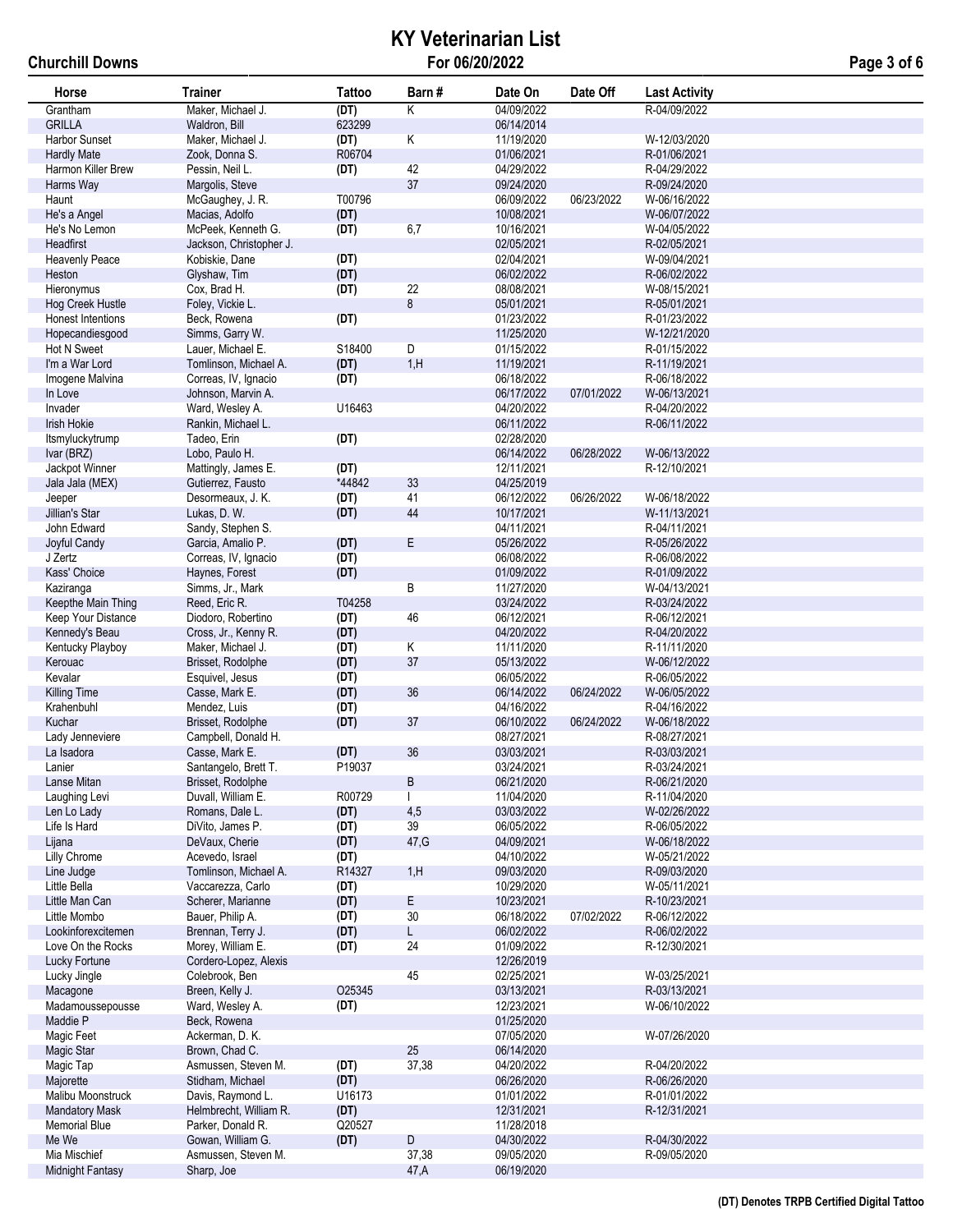# KY Veterinarian List

**Churchill Downs** — For 06/20/2022

| Horse | Trainer | Tattoo | Barn # | Date On | Date Off | Last Activity |
|---|---|---|---|---|---|---|
| Grantham | Maker, Michael J. | **(DT)** | K | 04/09/2022 | | R-04/09/2022 |
| GRILLA | Waldron, Bill | 623299 | | 06/14/2014 | | |
| Harbor Sunset | Maker, Michael J. | **(DT)** | K | 11/19/2020 | | W-12/03/2020 |
| Hardly Mate | Zook, Donna S. | R06704 | | 01/06/2021 | | R-01/06/2021 |
| Harmon Killer Brew | Pessin, Neil L. | **(DT)** | 42 | 04/29/2022 | | R-04/29/2022 |
| Harms Way | Margolis, Steve | | 37 | 09/24/2020 | | R-09/24/2020 |
| Haunt | McGaughey, J. R. | T00796 | | 06/09/2022 | 06/23/2022 | W-06/16/2022 |
| He's a Angel | Macias, Adolfo | **(DT)** | | 10/08/2021 | | W-06/07/2022 |
| He's No Lemon | McPeek, Kenneth G. | **(DT)** | 6,7 | 10/16/2021 | | W-04/05/2022 |
| Headfirst | Jackson, Christopher J. | | | 02/05/2021 | | R-02/05/2021 |
| Heavenly Peace | Kobiskie, Dane | **(DT)** | | 02/04/2021 | | W-09/04/2021 |
| Heston | Glyshaw, Tim | **(DT)** | | 06/02/2022 | | R-06/02/2022 |
| Hieronymus | Cox, Brad H. | **(DT)** | 22 | 08/08/2021 | | W-08/15/2021 |
| Hog Creek Hustle | Foley, Vickie L. | | 8 | 05/01/2021 | | R-05/01/2021 |
| Honest Intentions | Beck, Rowena | **(DT)** | | 01/23/2022 | | R-01/23/2022 |
| Hopecandiesgood | Simms, Garry W. | | | 11/25/2020 | | W-12/21/2020 |
| Hot N Sweet | Lauer, Michael E. | S18400 | D | 01/15/2022 | | R-01/15/2022 |
| I'm a War Lord | Tomlinson, Michael A. | **(DT)** | 1,H | 11/19/2021 | | R-11/19/2021 |
| Imogene Malvina | Correas, IV, Ignacio | **(DT)** | | 06/18/2022 | | R-06/18/2022 |
| In Love | Johnson, Marvin A. | | | 06/17/2022 | 07/01/2022 | W-06/13/2021 |
| Invader | Ward, Wesley A. | U16463 | | 04/20/2022 | | R-04/20/2022 |
| Irish Hokie | Rankin, Michael L. | | | 06/11/2022 | | R-06/11/2022 |
| Itsmyluckytrump | Tadeo, Erin | **(DT)** | | 02/28/2020 | | |
| Ivar (BRZ) | Lobo, Paulo H. | | | 06/14/2022 | 06/28/2022 | W-06/13/2022 |
| Jackpot Winner | Mattingly, James E. | **(DT)** | | 12/11/2021 | | R-12/10/2021 |
| Jala Jala (MEX) | Gutierrez, Fausto | *44842 | 33 | 04/25/2019 | | |
| Jeeper | Desormeaux, J. K. | **(DT)** | 41 | 06/12/2022 | 06/26/2022 | W-06/18/2022 |
| Jillian's Star | Lukas, D. W. | **(DT)** | 44 | 10/17/2021 | | W-11/13/2021 |
| John Edward | Sandy, Stephen S. | | | 04/11/2021 | | R-04/11/2021 |
| Joyful Candy | Garcia, Amalio P. | **(DT)** | E | 05/26/2022 | | R-05/26/2022 |
| J Zertz | Correas, IV, Ignacio | **(DT)** | | 06/08/2022 | | R-06/08/2022 |
| Kass' Choice | Haynes, Forest | **(DT)** | | 01/09/2022 | | R-01/09/2022 |
| Kaziranga | Simms, Jr., Mark | | B | 11/27/2020 | | W-04/13/2021 |
| Keepthe Main Thing | Reed, Eric R. | T04258 | | 03/24/2022 | | R-03/24/2022 |
| Keep Your Distance | Diodoro, Robertino | **(DT)** | 46 | 06/12/2021 | | R-06/12/2021 |
| Kennedy's Beau | Cross, Jr., Kenny R. | **(DT)** | | 04/20/2022 | | R-04/20/2022 |
| Kentucky Playboy | Maker, Michael J. | **(DT)** | K | 11/11/2020 | | R-11/11/2020 |
| Kerouac | Brisset, Rodolphe | **(DT)** | 37 | 05/13/2022 | | W-06/12/2022 |
| Kevalar | Esquivel, Jesus | **(DT)** | | 06/05/2022 | | R-06/05/2022 |
| Killing Time | Casse, Mark E. | **(DT)** | 36 | 06/14/2022 | 06/24/2022 | W-06/05/2022 |
| Krahenbuhl | Mendez, Luis | **(DT)** | | 04/16/2022 | | R-04/16/2022 |
| Kuchar | Brisset, Rodolphe | **(DT)** | 37 | 06/10/2022 | 06/24/2022 | W-06/18/2022 |
| Lady Jenneviere | Campbell, Donald H. | | | 08/27/2021 | | R-08/27/2021 |
| La Isadora | Casse, Mark E. | **(DT)** | 36 | 03/03/2021 | | R-03/03/2021 |
| Lanier | Santangelo, Brett T. | P19037 | | 03/24/2021 | | R-03/24/2021 |
| Lanse Mitan | Brisset, Rodolphe | | B | 06/21/2020 | | R-06/21/2020 |
| Laughing Levi | Duvall, William E. | R00729 | I | 11/04/2020 | | R-11/04/2020 |
| Len Lo Lady | Romans, Dale L. | **(DT)** | 4,5 | 03/03/2022 | | W-02/26/2022 |
| Life Is Hard | DiVito, James P. | **(DT)** | 39 | 06/05/2022 | | R-06/05/2022 |
| Lijana | DeVaux, Cherie | **(DT)** | 47,G | 04/09/2021 | | W-06/18/2022 |
| Lilly Chrome | Acevedo, Israel | **(DT)** | | 04/10/2022 | | W-05/21/2022 |
| Line Judge | Tomlinson, Michael A. | R14327 | 1,H | 09/03/2020 | | R-09/03/2020 |
| Little Bella | Vaccarezza, Carlo | **(DT)** | | 10/29/2020 | | W-05/11/2021 |
| Little Man Can | Scherer, Marianne | **(DT)** | E | 10/23/2021 | | R-10/23/2021 |
| Little Mombo | Bauer, Philip A. | **(DT)** | 30 | 06/18/2022 | 07/02/2022 | R-06/12/2022 |
| Lookinforexcitemen | Brennan, Terry J. | **(DT)** | L | 06/02/2022 | | R-06/02/2022 |
| Love On the Rocks | Morey, William E. | **(DT)** | 24 | 01/09/2022 | | R-12/30/2021 |
| Lucky Fortune | Cordero-Lopez, Alexis | | | 12/26/2019 | | |
| Lucky Jingle | Colebrook, Ben | | 45 | 02/25/2021 | | W-03/25/2021 |
| Macagone | Breen, Kelly J. | O25345 | | 03/13/2021 | | R-03/13/2021 |
| Madamoussepousse | Ward, Wesley A. | **(DT)** | | 12/23/2021 | | W-06/10/2022 |
| Maddie P | Beck, Rowena | | | 01/25/2020 | | |
| Magic Feet | Ackerman, D. K. | | | 07/05/2020 | | W-07/26/2020 |
| Magic Star | Brown, Chad C. | | 25 | 06/14/2020 | | |
| Magic Tap | Asmussen, Steven M. | **(DT)** | 37,38 | 04/20/2022 | | R-04/20/2022 |
| Majorette | Stidham, Michael | **(DT)** | | 06/26/2020 | | R-06/26/2020 |
| Malibu Moonstruck | Davis, Raymond L. | U16173 | | 01/01/2022 | | R-01/01/2022 |
| Mandatory Mask | Helmbrecht, William R. | **(DT)** | | 12/31/2021 | | R-12/31/2021 |
| Memorial Blue | Parker, Donald R. | Q20527 | | 11/28/2018 | | |
| Me We | Gowan, William G. | **(DT)** | D | 04/30/2022 | | R-04/30/2022 |
| Mia Mischief | Asmussen, Steven M. | | 37,38 | 09/05/2020 | | R-09/05/2020 |
| Midnight Fantasy | Sharp, Joe | | 47,A | 06/19/2020 | | |

**(DT) Denotes TRPB Certified Digital Tattoo**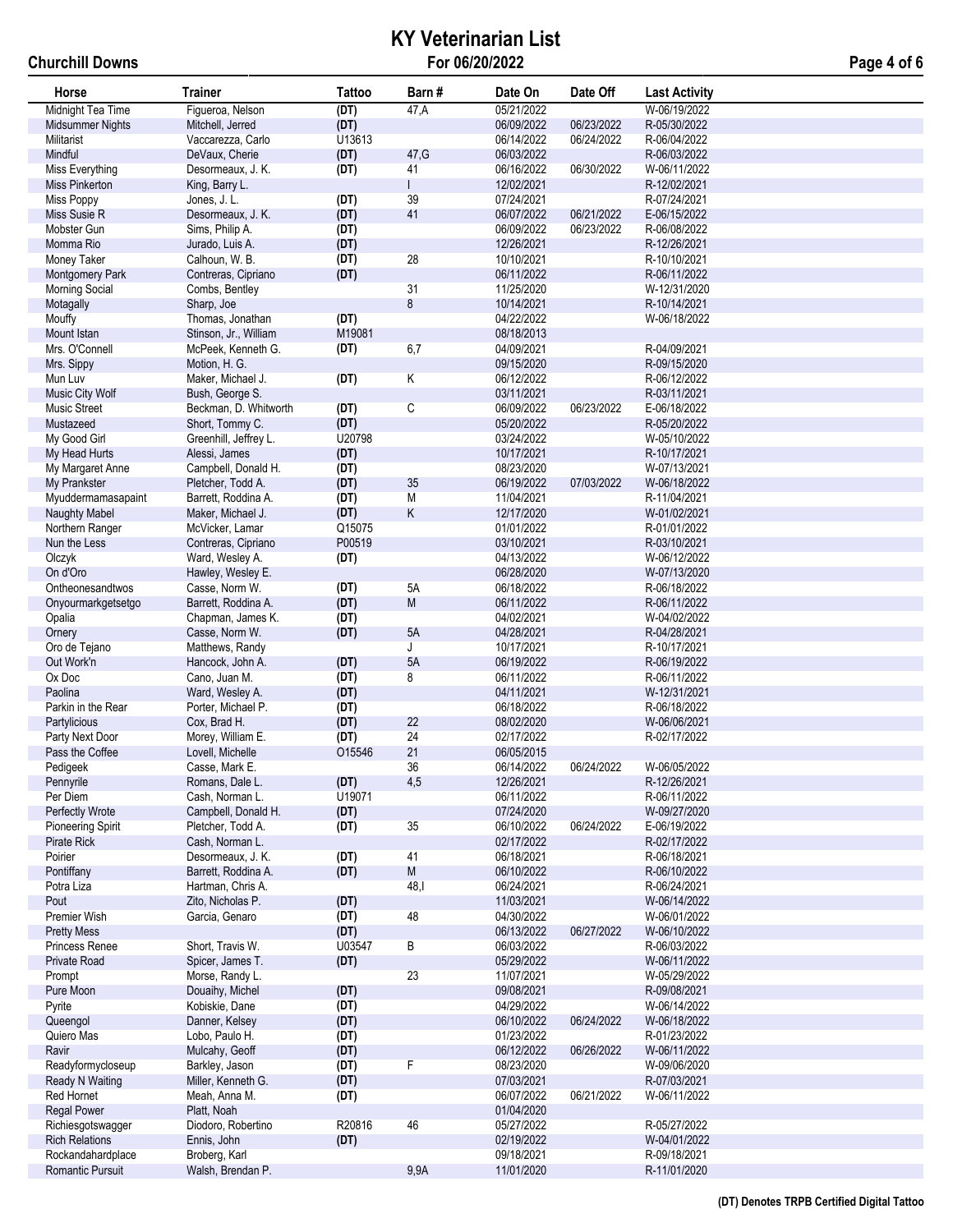# KY Veterinarian List

**Churchill Downs** — **For 06/20/2022**

| Horse | Trainer | Tattoo | Barn # | Date On | Date Off | Last Activity |
|---|---|---|---|---|---|---|
| Midnight Tea Time | Figueroa, Nelson | (DT) | 47,A | 05/21/2022 | | W-06/19/2022 |
| Midsummer Nights | Mitchell, Jerred | (DT) | | 06/09/2022 | 06/23/2022 | R-05/30/2022 |
| Militarist | Vaccarezza, Carlo | U13613 | | 06/14/2022 | 06/24/2022 | R-06/04/2022 |
| Mindful | DeVaux, Cherie | (DT) | 47,G | 06/03/2022 | | R-06/03/2022 |
| Miss Everything | Desormeaux, J. K. | (DT) | 41 | 06/16/2022 | 06/30/2022 | W-06/11/2022 |
| Miss Pinkerton | King, Barry L. | | I | 12/02/2021 | | R-12/02/2021 |
| Miss Poppy | Jones, J. L. | (DT) | 39 | 07/24/2021 | | R-07/24/2021 |
| Miss Susie R | Desormeaux, J. K. | (DT) | 41 | 06/07/2022 | 06/21/2022 | E-06/15/2022 |
| Mobster Gun | Sims, Philip A. | (DT) | | 06/09/2022 | 06/23/2022 | R-06/08/2022 |
| Momma Rio | Jurado, Luis A. | (DT) | | 12/26/2021 | | R-12/26/2021 |
| Money Taker | Calhoun, W. B. | (DT) | 28 | 10/10/2021 | | R-10/10/2021 |
| Montgomery Park | Contreras, Cipriano | (DT) | | 06/11/2022 | | R-06/11/2022 |
| Morning Social | Combs, Bentley | | 31 | 11/25/2020 | | W-12/31/2020 |
| Motagally | Sharp, Joe | | 8 | 10/14/2021 | | R-10/14/2021 |
| Mouffy | Thomas, Jonathan | (DT) | | 04/22/2022 | | W-06/18/2022 |
| Mount Istan | Stinson, Jr., William | M19081 | | 08/18/2013 | | |
| Mrs. O'Connell | McPeek, Kenneth G. | (DT) | 6,7 | 04/09/2021 | | R-04/09/2021 |
| Mrs. Sippy | Motion, H. G. | | | 09/15/2020 | | R-09/15/2020 |
| Mun Luv | Maker, Michael J. | (DT) | K | 06/12/2022 | | R-06/12/2022 |
| Music City Wolf | Bush, George S. | | | 03/11/2021 | | R-03/11/2021 |
| Music Street | Beckman, D. Whitworth | (DT) | C | 06/09/2022 | 06/23/2022 | E-06/18/2022 |
| Mustazeed | Short, Tommy C. | (DT) | | 05/20/2022 | | R-05/20/2022 |
| My Good Girl | Greenhill, Jeffrey L. | U20798 | | 03/24/2022 | | W-05/10/2022 |
| My Head Hurts | Alessi, James | (DT) | | 10/17/2021 | | R-10/17/2021 |
| My Margaret Anne | Campbell, Donald H. | (DT) | | 08/23/2020 | | W-07/13/2021 |
| My Prankster | Pletcher, Todd A. | (DT) | 35 | 06/19/2022 | 07/03/2022 | W-06/18/2022 |
| Myuddermamasapaint | Barrett, Roddina A. | (DT) | M | 11/04/2021 | | R-11/04/2021 |
| Naughty Mabel | Maker, Michael J. | (DT) | K | 12/17/2020 | | W-01/02/2021 |
| Northern Ranger | McVicker, Lamar | Q15075 | | 01/01/2022 | | R-01/01/2022 |
| Nun the Less | Contreras, Cipriano | P00519 | | 03/10/2021 | | R-03/10/2021 |
| Olczyk | Ward, Wesley A. | (DT) | | 04/13/2022 | | W-06/12/2022 |
| On d'Oro | Hawley, Wesley E. | | | 06/28/2020 | | W-07/13/2020 |
| Ontheonesandtwos | Casse, Norm W. | (DT) | 5A | 06/18/2022 | | R-06/18/2022 |
| Onyourmarkgetsetgo | Barrett, Roddina A. | (DT) | M | 06/11/2022 | | R-06/11/2022 |
| Opalia | Chapman, James K. | (DT) | | 04/02/2021 | | W-04/02/2022 |
| Ornery | Casse, Norm W. | (DT) | 5A | 04/28/2021 | | R-04/28/2021 |
| Oro de Tejano | Matthews, Randy | | J | 10/17/2021 | | R-10/17/2021 |
| Out Work'n | Hancock, John A. | (DT) | 5A | 06/19/2022 | | R-06/19/2022 |
| Ox Doc | Cano, Juan M. | (DT) | 8 | 06/11/2022 | | R-06/11/2022 |
| Paolina | Ward, Wesley A. | (DT) | | 04/11/2021 | | W-12/31/2021 |
| Parkin in the Rear | Porter, Michael P. | (DT) | | 06/18/2022 | | R-06/18/2022 |
| Partylicious | Cox, Brad H. | (DT) | 22 | 08/02/2020 | | W-06/06/2021 |
| Party Next Door | Morey, William E. | (DT) | 24 | 02/17/2022 | | R-02/17/2022 |
| Pass the Coffee | Lovell, Michelle | O15546 | 21 | 06/05/2015 | | |
| Pedigeek | Casse, Mark E. | | 36 | 06/14/2022 | 06/24/2022 | W-06/05/2022 |
| Pennyrile | Romans, Dale L. | (DT) | 4,5 | 12/26/2021 | | R-12/26/2021 |
| Per Diem | Cash, Norman L. | U19071 | | 06/11/2022 | | R-06/11/2022 |
| Perfectly Wrote | Campbell, Donald H. | (DT) | | 07/24/2020 | | W-09/27/2020 |
| Pioneering Spirit | Pletcher, Todd A. | (DT) | 35 | 06/10/2022 | 06/24/2022 | E-06/19/2022 |
| Pirate Rick | Cash, Norman L. | | | 02/17/2022 | | R-02/17/2022 |
| Poirier | Desormeaux, J. K. | (DT) | 41 | 06/18/2021 | | R-06/18/2021 |
| Pontiffany | Barrett, Roddina A. | (DT) | M | 06/10/2022 | | R-06/10/2022 |
| Potra Liza | Hartman, Chris A. | | 48,I | 06/24/2021 | | R-06/24/2021 |
| Pout | Zito, Nicholas P. | (DT) | | 11/03/2021 | | W-06/14/2022 |
| Premier Wish | Garcia, Genaro | (DT) | 48 | 04/30/2022 | | W-06/01/2022 |
| Pretty Mess | | (DT) | | 06/13/2022 | 06/27/2022 | W-06/10/2022 |
| Princess Renee | Short, Travis W. | U03547 | B | 06/03/2022 | | R-06/03/2022 |
| Private Road | Spicer, James T. | (DT) | | 05/29/2022 | | W-06/11/2022 |
| Prompt | Morse, Randy L. | | 23 | 11/07/2021 | | W-05/29/2022 |
| Pure Moon | Douaihy, Michel | (DT) | | 09/08/2021 | | R-09/08/2021 |
| Pyrite | Kobiskie, Dane | (DT) | | 04/29/2022 | | W-06/14/2022 |
| Queengol | Danner, Kelsey | (DT) | | 06/10/2022 | 06/24/2022 | W-06/18/2022 |
| Quiero Mas | Lobo, Paulo H. | (DT) | | 01/23/2022 | | R-01/23/2022 |
| Ravir | Mulcahy, Geoff | (DT) | | 06/12/2022 | 06/26/2022 | W-06/11/2022 |
| Readyformycloseup | Barkley, Jason | (DT) | F | 08/23/2020 | | W-09/06/2020 |
| Ready N Waiting | Miller, Kenneth G. | (DT) | | 07/03/2021 | | R-07/03/2021 |
| Red Hornet | Meah, Anna M. | (DT) | | 06/07/2022 | 06/21/2022 | W-06/11/2022 |
| Regal Power | Platt, Noah | | | 01/04/2020 | | |
| Richiesgotswagger | Diodoro, Robertino | R20816 | 46 | 05/27/2022 | | R-05/27/2022 |
| Rich Relations | Ennis, John | (DT) | | 02/19/2022 | | W-04/01/2022 |
| Rockandahardplace | Broberg, Karl | | | 09/18/2021 | | R-09/18/2021 |
| Romantic Pursuit | Walsh, Brendan P. | | 9,9A | 11/01/2020 | | R-11/01/2020 |

(DT) Denotes TRPB Certified Digital Tattoo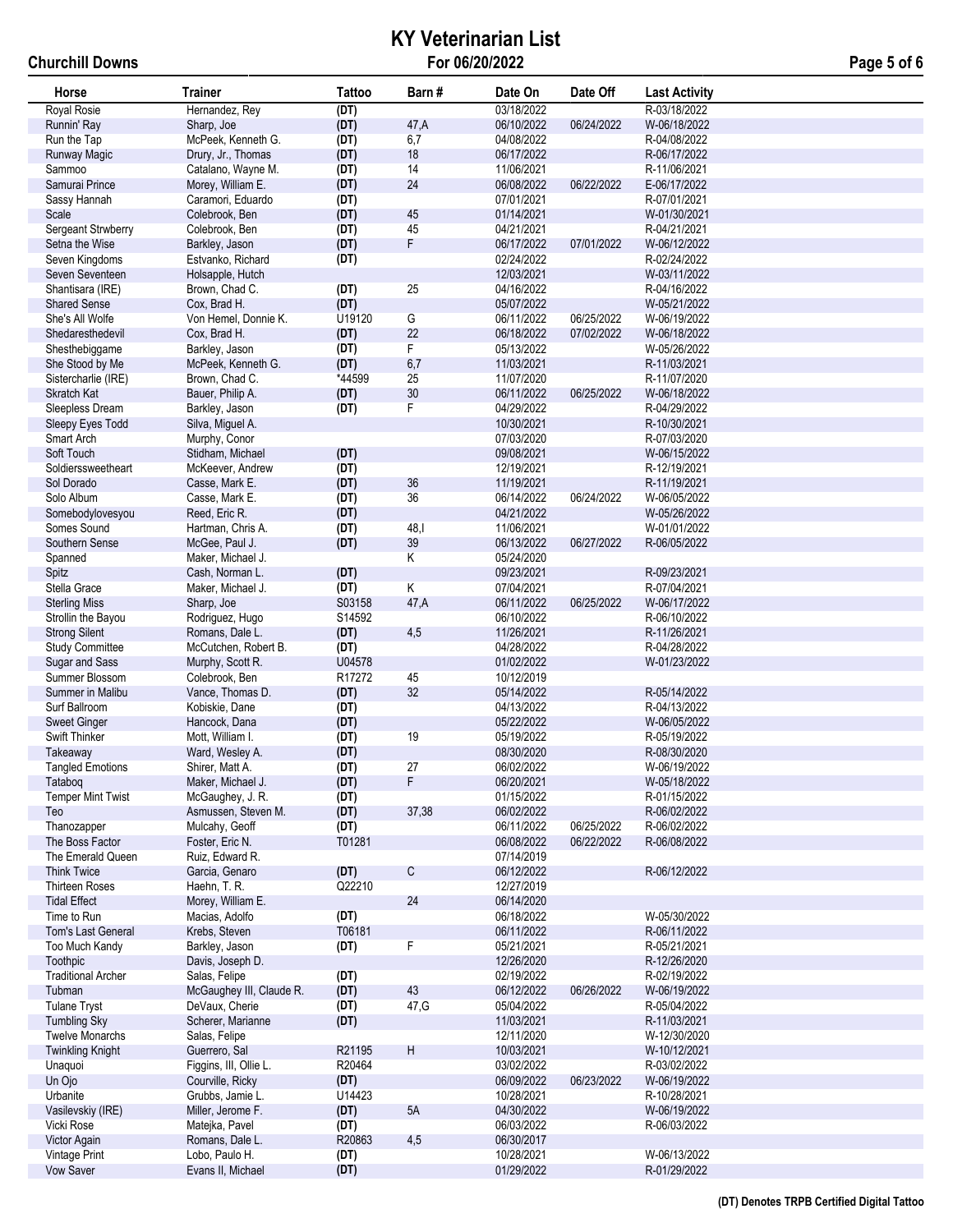# KY Veterinarian List

**Churchill Downs** — For 06/20/2022

| Horse | Trainer | Tattoo | Barn # | Date On | Date Off | Last Activity |
|---|---|---|---|---|---|---|
| Royal Rosie | Hernandez, Rey | (DT) | | 03/18/2022 | | R-03/18/2022 |
| Runnin' Ray | Sharp, Joe | (DT) | 47,A | 06/10/2022 | 06/24/2022 | W-06/18/2022 |
| Run the Tap | McPeek, Kenneth G. | (DT) | 6,7 | 04/08/2022 | | R-04/08/2022 |
| Runway Magic | Drury, Jr., Thomas | (DT) | 18 | 06/17/2022 | | R-06/17/2022 |
| Sammoo | Catalano, Wayne M. | (DT) | 14 | 11/06/2021 | | R-11/06/2021 |
| Samurai Prince | Morey, William E. | (DT) | 24 | 06/08/2022 | 06/22/2022 | E-06/17/2022 |
| Sassy Hannah | Caramori, Eduardo | (DT) | | 07/01/2021 | | R-07/01/2021 |
| Scale | Colebrook, Ben | (DT) | 45 | 01/14/2021 | | W-01/30/2021 |
| Sergeant Strwberry | Colebrook, Ben | (DT) | 45 | 04/21/2021 | | R-04/21/2021 |
| Setna the Wise | Barkley, Jason | (DT) | F | 06/17/2022 | 07/01/2022 | W-06/12/2022 |
| Seven Kingdoms | Estvanko, Richard | (DT) | | 02/24/2022 | | R-02/24/2022 |
| Seven Seventeen | Holsapple, Hutch | | | 12/03/2021 | | W-03/11/2022 |
| Shantisara (IRE) | Brown, Chad C. | (DT) | 25 | 04/16/2022 | | R-04/16/2022 |
| Shared Sense | Cox, Brad H. | (DT) | | 05/07/2022 | | W-05/21/2022 |
| She's All Wolfe | Von Hemel, Donnie K. | U19120 | G | 06/11/2022 | 06/25/2022 | W-06/19/2022 |
| Shedaresthedevil | Cox, Brad H. | (DT) | 22 | 06/18/2022 | 07/02/2022 | W-06/18/2022 |
| Shesthebiggame | Barkley, Jason | (DT) | F | 05/13/2022 | | W-05/26/2022 |
| She Stood by Me | McPeek, Kenneth G. | (DT) | 6,7 | 11/03/2021 | | R-11/03/2021 |
| Sistercharlie (IRE) | Brown, Chad C. | *44599 | 25 | 11/07/2020 | | R-11/07/2020 |
| Skratch Kat | Bauer, Philip A. | (DT) | 30 | 06/11/2022 | 06/25/2022 | W-06/18/2022 |
| Sleepless Dream | Barkley, Jason | (DT) | F | 04/29/2022 | | R-04/29/2022 |
| Sleepy Eyes Todd | Silva, Miguel A. | | | 10/30/2021 | | R-10/30/2021 |
| Smart Arch | Murphy, Conor | | | 07/03/2020 | | R-07/03/2020 |
| Soft Touch | Stidham, Michael | (DT) | | 09/08/2021 | | W-06/15/2022 |
| Soldierssweetheart | McKeever, Andrew | (DT) | | 12/19/2021 | | R-12/19/2021 |
| Sol Dorado | Casse, Mark E. | (DT) | 36 | 11/19/2021 | | R-11/19/2021 |
| Solo Album | Casse, Mark E. | (DT) | 36 | 06/14/2022 | 06/24/2022 | W-06/05/2022 |
| Somebodylovesyou | Reed, Eric R. | (DT) | | 04/21/2022 | | W-05/26/2022 |
| Somes Sound | Hartman, Chris A. | (DT) | 48,I | 11/06/2021 | | W-01/01/2022 |
| Southern Sense | McGee, Paul J. | (DT) | 39 | 06/13/2022 | 06/27/2022 | R-06/05/2022 |
| Spanned | Maker, Michael J. | | K | 05/24/2020 | | |
| Spitz | Cash, Norman L. | (DT) | | 09/23/2021 | | R-09/23/2021 |
| Stella Grace | Maker, Michael J. | (DT) | K | 07/04/2021 | | R-07/04/2021 |
| Sterling Miss | Sharp, Joe | S03158 | 47,A | 06/11/2022 | 06/25/2022 | W-06/17/2022 |
| Strollin the Bayou | Rodriguez, Hugo | S14592 | | 06/10/2022 | | R-06/10/2022 |
| Strong Silent | Romans, Dale L. | (DT) | 4,5 | 11/26/2021 | | R-11/26/2021 |
| Study Committee | McCutchen, Robert B. | (DT) | | 04/28/2022 | | R-04/28/2022 |
| Sugar and Sass | Murphy, Scott R. | U04578 | | 01/02/2022 | | W-01/23/2022 |
| Summer Blossom | Colebrook, Ben | R17272 | 45 | 10/12/2019 | | |
| Summer in Malibu | Vance, Thomas D. | (DT) | 32 | 05/14/2022 | | R-05/14/2022 |
| Surf Ballroom | Kobiskie, Dane | (DT) | | 04/13/2022 | | R-04/13/2022 |
| Sweet Ginger | Hancock, Dana | (DT) | | 05/22/2022 | | W-06/05/2022 |
| Swift Thinker | Mott, William I. | (DT) | 19 | 05/19/2022 | | R-05/19/2022 |
| Takeaway | Ward, Wesley A. | (DT) | | 08/30/2020 | | R-08/30/2020 |
| Tangled Emotions | Shirer, Matt A. | (DT) | 27 | 06/02/2022 | | W-06/19/2022 |
| Tataboq | Maker, Michael J. | (DT) | F | 06/20/2021 | | W-05/18/2022 |
| Temper Mint Twist | McGaughey, J. R. | (DT) | | 01/15/2022 | | R-01/15/2022 |
| Teo | Asmussen, Steven M. | (DT) | 37,38 | 06/02/2022 | | R-06/02/2022 |
| Thanozapper | Mulcahy, Geoff | (DT) | | 06/11/2022 | 06/25/2022 | R-06/02/2022 |
| The Boss Factor | Foster, Eric N. | T01281 | | 06/08/2022 | 06/22/2022 | R-06/08/2022 |
| The Emerald Queen | Ruiz, Edward R. | | | 07/14/2019 | | |
| Think Twice | Garcia, Genaro | (DT) | C | 06/12/2022 | | R-06/12/2022 |
| Thirteen Roses | Haehn, T. R. | Q22210 | | 12/27/2019 | | |
| Tidal Effect | Morey, William E. | | 24 | 06/14/2020 | | |
| Time to Run | Macias, Adolfo | (DT) | | 06/18/2022 | | W-05/30/2022 |
| Tom's Last General | Krebs, Steven | T06181 | | 06/11/2022 | | R-06/11/2022 |
| Too Much Kandy | Barkley, Jason | (DT) | F | 05/21/2021 | | R-05/21/2021 |
| Toothpic | Davis, Joseph D. | | | 12/26/2020 | | R-12/26/2020 |
| Traditional Archer | Salas, Felipe | (DT) | | 02/19/2022 | | R-02/19/2022 |
| Tubman | McGaughey III, Claude R. | (DT) | 43 | 06/12/2022 | 06/26/2022 | W-06/19/2022 |
| Tulane Tryst | DeVaux, Cherie | (DT) | 47,G | 05/04/2022 | | R-05/04/2022 |
| Tumbling Sky | Scherer, Marianne | (DT) | | 11/03/2021 | | R-11/03/2021 |
| Twelve Monarchs | Salas, Felipe | | | 12/11/2020 | | W-12/30/2020 |
| Twinkling Knight | Guerrero, Sal | R21195 | H | 10/03/2021 | | W-10/12/2021 |
| Unaquoi | Figgins, III, Ollie L. | R20464 | | 03/02/2022 | | R-03/02/2022 |
| Un Ojo | Courville, Ricky | (DT) | | 06/09/2022 | 06/23/2022 | W-06/19/2022 |
| Urbanite | Grubbs, Jamie L. | U14423 | | 10/28/2021 | | R-10/28/2021 |
| Vasilevskiy (IRE) | Miller, Jerome F. | (DT) | 5A | 04/30/2022 | | W-06/19/2022 |
| Vicki Rose | Matejka, Pavel | (DT) | | 06/03/2022 | | R-06/03/2022 |
| Victor Again | Romans, Dale L. | R20863 | 4,5 | 06/30/2017 | | |
| Vintage Print | Lobo, Paulo H. | (DT) | | 10/28/2021 | | W-06/13/2022 |
| Vow Saver | Evans II, Michael | (DT) | | 01/29/2022 | | R-01/29/2022 |

**(DT) Denotes TRPB Certified Digital Tattoo**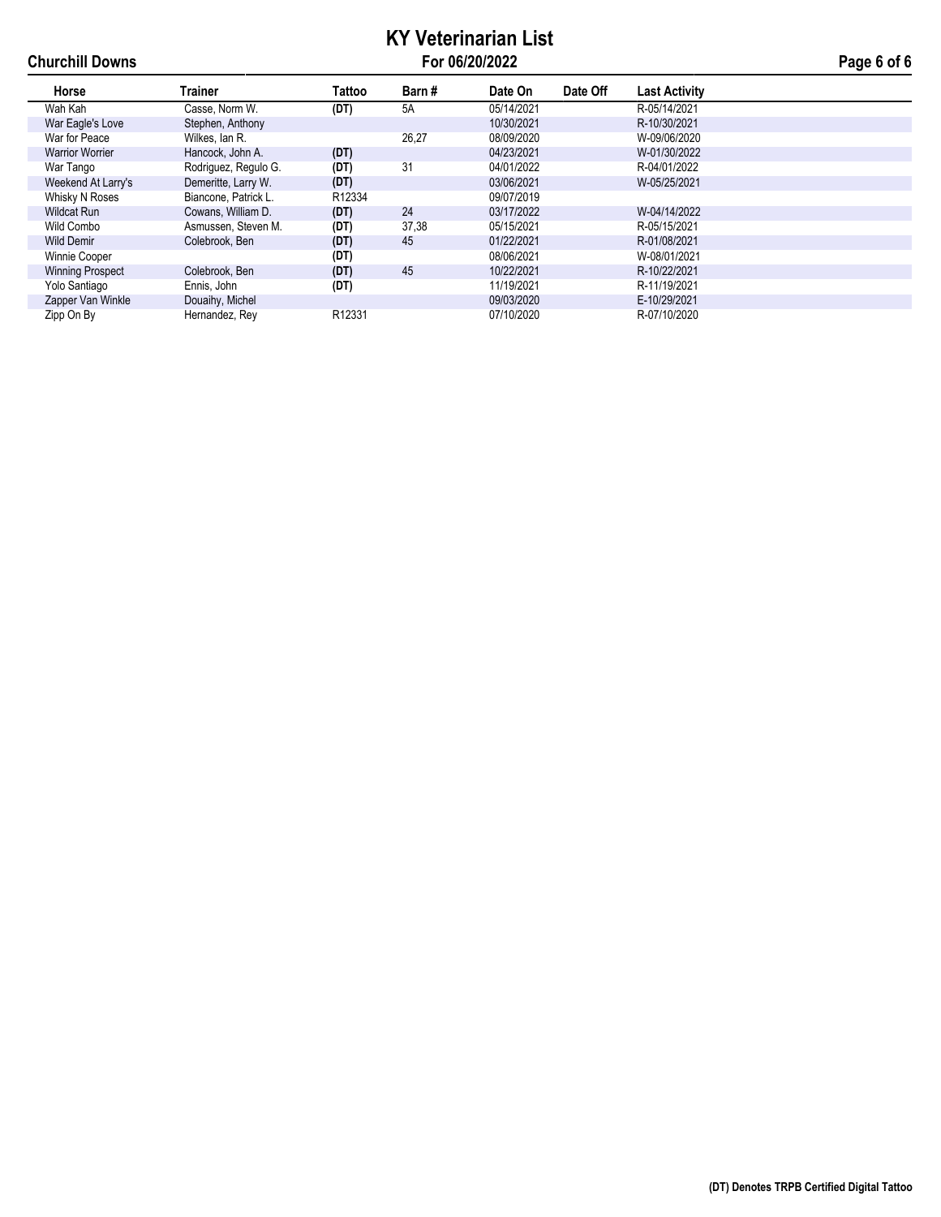# KY Veterinarian List

**Churchill Downs** — **For 06/20/2022**

| Horse | Trainer | Tattoo | Barn # | Date On | Date Off | Last Activity |
|---|---|---|---|---|---|---|
| Wah Kah | Casse, Norm W. | (DT) | 5A | 05/14/2021 | | R-05/14/2021 |
| War Eagle's Love | Stephen, Anthony | | | 10/30/2021 | | R-10/30/2021 |
| War for Peace | Wilkes, Ian R. | | 26,27 | 08/09/2020 | | W-09/06/2020 |
| Warrior Worrier | Hancock, John A. | (DT) | | 04/23/2021 | | W-01/30/2022 |
| War Tango | Rodriguez, Regulo G. | (DT) | 31 | 04/01/2022 | | R-04/01/2022 |
| Weekend At Larry's | Demeritte, Larry W. | (DT) | | 03/06/2021 | | W-05/25/2021 |
| Whisky N Roses | Biancone, Patrick L. | R12334 | | 09/07/2019 | | |
| Wildcat Run | Cowans, William D. | (DT) | 24 | 03/17/2022 | | W-04/14/2022 |
| Wild Combo | Asmussen, Steven M. | (DT) | 37,38 | 05/15/2021 | | R-05/15/2021 |
| Wild Demir | Colebrook, Ben | (DT) | 45 | 01/22/2021 | | R-01/08/2021 |
| Winnie Cooper | | (DT) | | 08/06/2021 | | W-08/01/2021 |
| Winning Prospect | Colebrook, Ben | (DT) | 45 | 10/22/2021 | | R-10/22/2021 |
| Yolo Santiago | Ennis, John | (DT) | | 11/19/2021 | | R-11/19/2021 |
| Zapper Van Winkle | Douaihy, Michel | | | 09/03/2020 | | E-10/29/2021 |
| Zipp On By | Hernandez, Rey | R12331 | | 07/10/2020 | | R-07/10/2020 |

**(DT) Denotes TRPB Certified Digital Tattoo**